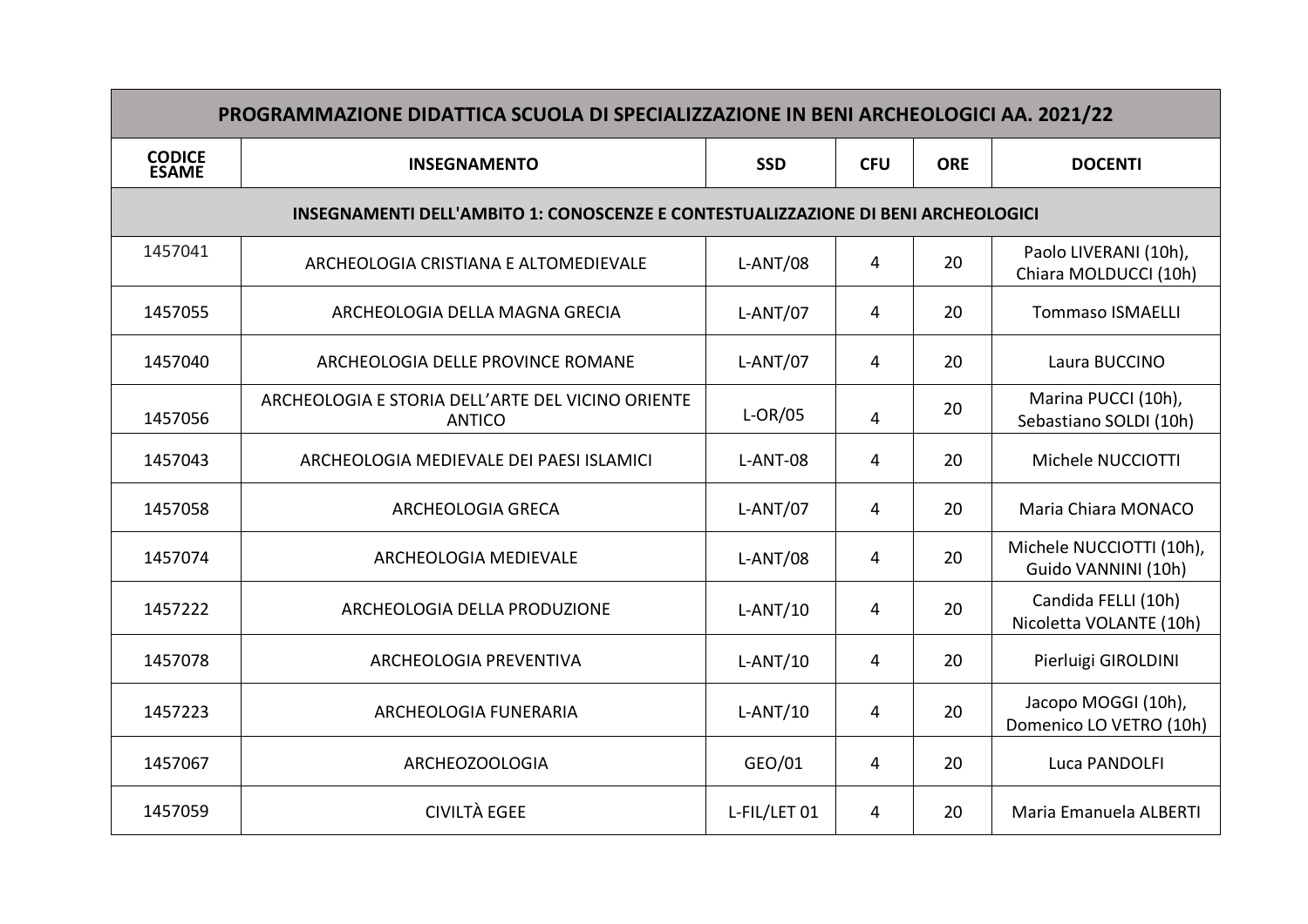| PROGRAMMAZIONE DIDATTICA SCUOLA DI SPECIALIZZAZIONE IN BENI ARCHEOLOGICI AA. 2021/22 | | | | | |
|---|---|---|---|---|---|
| **CODICE ESAME** | **INSEGNAMENTO** | **SSD** | **CFU** | **ORE** | **DOCENTI** |
| **INSEGNAMENTI DELL'AMBITO 1: CONOSCENZE E CONTESTUALIZZAZIONE DI BENI ARCHEOLOGICI** | | | | | |
| 1457041 | ARCHEOLOGIA CRISTIANA E ALTOMEDIEVALE | L-ANT/08 | 4 | 20 | Paolo LIVERANI (10h), Chiara MOLDUCCI (10h) |
| 1457055 | ARCHEOLOGIA DELLA MAGNA GRECIA | L-ANT/07 | 4 | 20 | Tommaso ISMAELLI |
| 1457040 | ARCHEOLOGIA DELLE PROVINCE ROMANE | L-ANT/07 | 4 | 20 | Laura BUCCINO |
| 1457056 | ARCHEOLOGIA E STORIA DELL'ARTE DEL VICINO ORIENTE ANTICO | L-OR/05 | 4 | 20 | Marina PUCCI (10h), Sebastiano SOLDI (10h) |
| 1457043 | ARCHEOLOGIA MEDIEVALE DEI PAESI ISLAMICI | L-ANT-08 | 4 | 20 | Michele NUCCIOTTI |
| 1457058 | ARCHEOLOGIA GRECA | L-ANT/07 | 4 | 20 | Maria Chiara MONACO |
| 1457074 | ARCHEOLOGIA MEDIEVALE | L-ANT/08 | 4 | 20 | Michele NUCCIOTTI (10h), Guido VANNINI (10h) |
| 1457222 | ARCHEOLOGIA DELLA PRODUZIONE | L-ANT/10 | 4 | 20 | Candida FELLI (10h) Nicoletta VOLANTE (10h) |
| 1457078 | ARCHEOLOGIA PREVENTIVA | L-ANT/10 | 4 | 20 | Pierluigi GIROLDINI |
| 1457223 | ARCHEOLOGIA FUNERARIA | L-ANT/10 | 4 | 20 | Jacopo MOGGI (10h), Domenico LO VETRO (10h) |
| 1457067 | ARCHEOZOOLOGIA | GEO/01 | 4 | 20 | Luca PANDOLFI |
| 1457059 | CIVILTÀ EGEE | L-FIL/LET 01 | 4 | 20 | Maria Emanuela ALBERTI |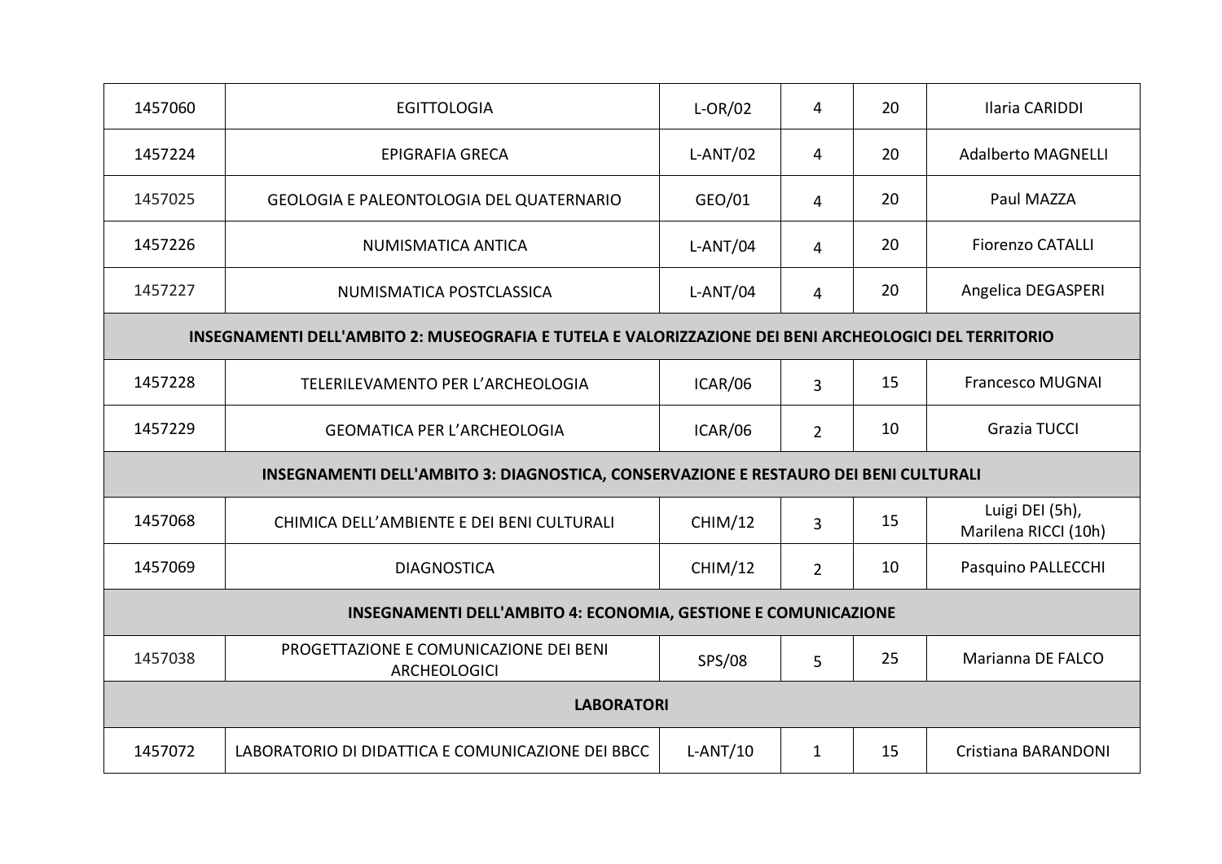| | | | | | |
|---|---|---|---|---|---|
| 1457060 | EGITTOLOGIA | L-OR/02 | 4 | 20 | Ilaria CARIDDI |
| 1457224 | EPIGRAFIA GRECA | L-ANT/02 | 4 | 20 | Adalberto MAGNELLI |
| 1457025 | GEOLOGIA E PALEONTOLOGIA DEL QUATERNARIO | GEO/01 | 4 | 20 | Paul MAZZA |
| 1457226 | NUMISMATICA ANTICA | L-ANT/04 | 4 | 20 | Fiorenzo CATALLI |
| 1457227 | NUMISMATICA POSTCLASSICA | L-ANT/04 | 4 | 20 | Angelica DEGASPERI |
| **INSEGNAMENTI DELL'AMBITO 2: MUSEOGRAFIA E TUTELA E VALORIZZAZIONE DEI BENI ARCHEOLOGICI DEL TERRITORIO** | | | | | |
| 1457228 | TELERILEVAMENTO PER L'ARCHEOLOGIA | ICAR/06 | 3 | 15 | Francesco MUGNAI |
| 1457229 | GEOMATICA PER L'ARCHEOLOGIA | ICAR/06 | 2 | 10 | Grazia TUCCI |
| **INSEGNAMENTI DELL'AMBITO 3: DIAGNOSTICA, CONSERVAZIONE E RESTAURO DEI BENI CULTURALI** | | | | | |
| 1457068 | CHIMICA DELL'AMBIENTE E DEI BENI CULTURALI | CHIM/12 | 3 | 15 | Luigi DEI (5h), Marilena RICCI (10h) |
| 1457069 | DIAGNOSTICA | CHIM/12 | 2 | 10 | Pasquino PALLECCHI |
| **INSEGNAMENTI DELL'AMBITO 4: ECONOMIA, GESTIONE E COMUNICAZIONE** | | | | | |
| 1457038 | PROGETTAZIONE E COMUNICAZIONE DEI BENI ARCHEOLOGICI | SPS/08 | 5 | 25 | Marianna DE FALCO |
| **LABORATORI** | | | | | |
| 1457072 | LABORATORIO DI DIDATTICA E COMUNICAZIONE DEI BBCC | L-ANT/10 | 1 | 15 | Cristiana BARANDONI |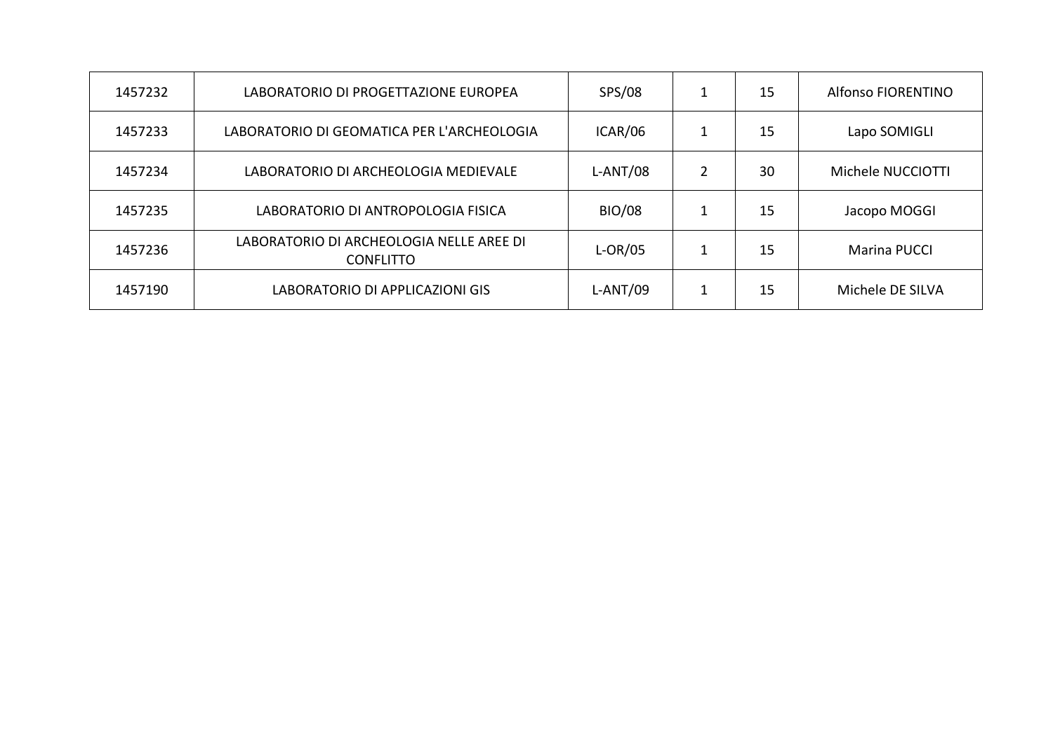| | | | | | |
|---|---|---|---|---|---|
| 1457232 | LABORATORIO DI PROGETTAZIONE EUROPEA | SPS/08 | 1 | 15 | Alfonso FIORENTINO |
| 1457233 | LABORATORIO DI GEOMATICA PER L'ARCHEOLOGIA | ICAR/06 | 1 | 15 | Lapo SOMIGLI |
| 1457234 | LABORATORIO DI ARCHEOLOGIA MEDIEVALE | L-ANT/08 | 2 | 30 | Michele NUCCIOTTI |
| 1457235 | LABORATORIO DI ANTROPOLOGIA FISICA | BIO/08 | 1 | 15 | Jacopo MOGGI |
| 1457236 | LABORATORIO DI ARCHEOLOGIA NELLE AREE DI CONFLITTO | L-OR/05 | 1 | 15 | Marina PUCCI |
| 1457190 | LABORATORIO DI APPLICAZIONI GIS | L-ANT/09 | 1 | 15 | Michele DE SILVA |